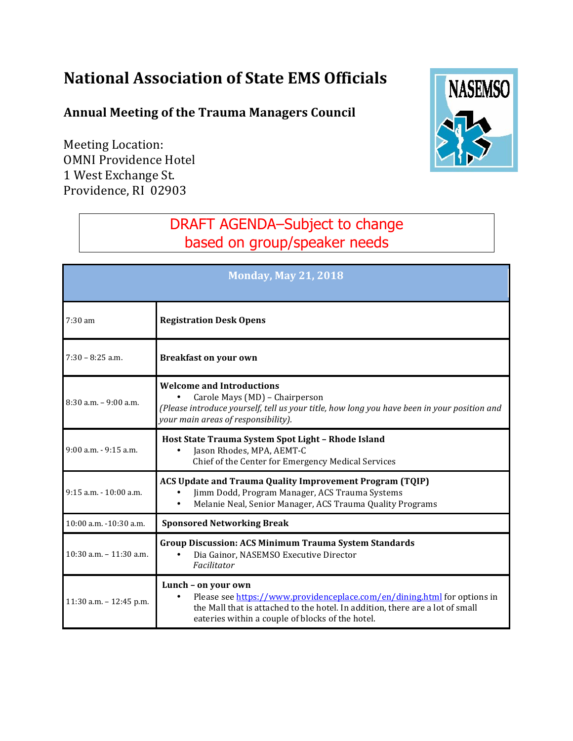# National Association of State EMS Officials

## Annual Meeting of the Trauma Managers Council

Meeting Location:
OMNI Providence Hotel
1 West Exchange St.
Providence, RI 02903

DRAFT AGENDA–Subject to change based on group/speaker needs

| Monday, May 21, 2018 | |
|---|---|
| 7:30 am | **Registration Desk Opens** |
| 7:30 – 8:25 a.m. | **Breakfast on your own** |
| 8:30 a.m. – 9:00 a.m. | **Welcome and Introductions**<br>• Carole Mays (MD) – Chairperson<br>*(Please introduce yourself, tell us your title, how long you have been in your position and your main areas of responsibility).* |
| 9:00 a.m. - 9:15 a.m. | **Host State Trauma System Spot Light – Rhode Island**<br>• Jason Rhodes, MPA, AEMT-C<br>Chief of the Center for Emergency Medical Services |
| 9:15 a.m. - 10:00 a.m. | **ACS Update and Trauma Quality Improvement Program (TQIP)**<br>• Jimm Dodd, Program Manager, ACS Trauma Systems<br>• Melanie Neal, Senior Manager, ACS Trauma Quality Programs |
| 10:00 a.m. -10:30 a.m. | **Sponsored Networking Break** |
| 10:30 a.m. – 11:30 a.m. | **Group Discussion: ACS Minimum Trauma System Standards**<br>• Dia Gainor, NASEMSO Executive Director<br>*Facilitator* |
| 11:30 a.m. – 12:45 p.m. | **Lunch – on your own**<br>• Please see https://www.providenceplace.com/en/dining.html for options in the Mall that is attached to the hotel. In addition, there are a lot of small eateries within a couple of blocks of the hotel. |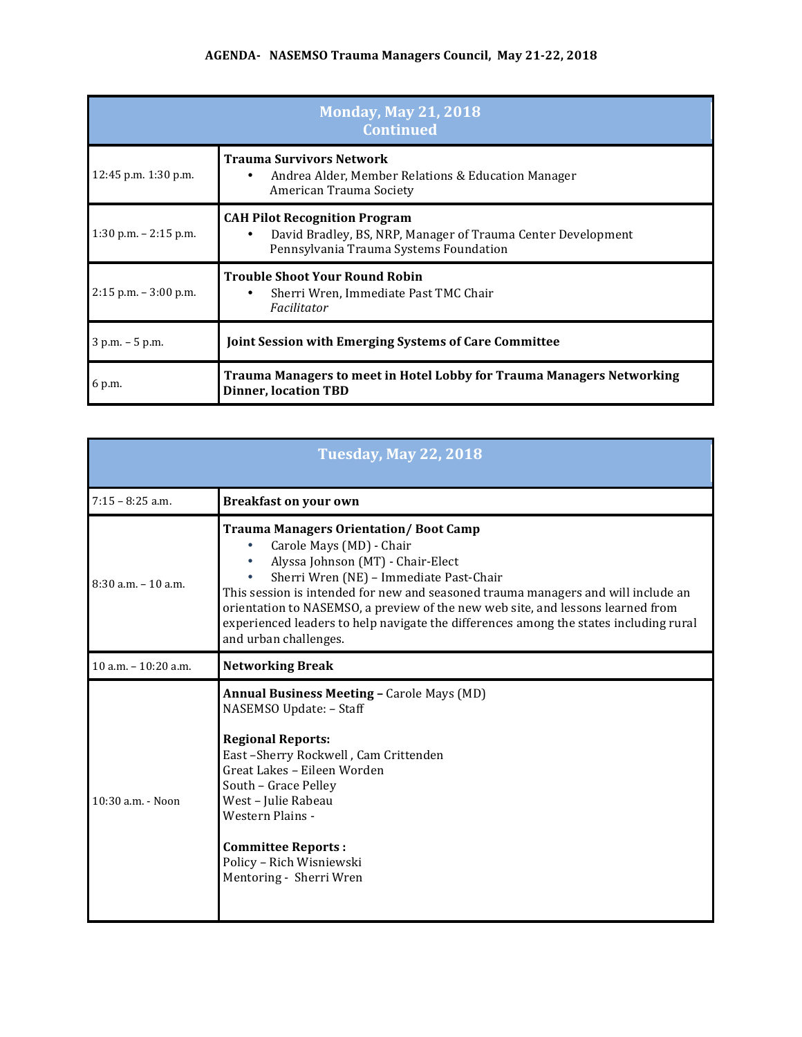**AGENDA- NASEMSO Trauma Managers Council, May 21-22, 2018**

| Monday, May 21, 2018 Continued | |
|---|---|
| 12:45 p.m. 1:30 p.m. | **Trauma Survivors Network**<br>• Andrea Alder, Member Relations & Education Manager American Trauma Society |
| 1:30 p.m. – 2:15 p.m. | **CAH Pilot Recognition Program**<br>• David Bradley, BS, NRP, Manager of Trauma Center Development Pennsylvania Trauma Systems Foundation |
| 2:15 p.m. – 3:00 p.m. | **Trouble Shoot Your Round Robin**<br>• Sherri Wren, Immediate Past TMC Chair *Facilitator* |
| 3 p.m. – 5 p.m. | **Joint Session with Emerging Systems of Care Committee** |
| 6 p.m. | **Trauma Managers to meet in Hotel Lobby for Trauma Managers Networking Dinner, location TBD** |

| Tuesday, May 22, 2018 | |
|---|---|
| 7:15 – 8:25 a.m. | **Breakfast on your own** |
| 8:30 a.m. – 10 a.m. | **Trauma Managers Orientation/ Boot Camp**<br>• Carole Mays (MD) - Chair<br>• Alyssa Johnson (MT) - Chair-Elect<br>• Sherri Wren (NE) – Immediate Past-Chair<br>This session is intended for new and seasoned trauma managers and will include an orientation to NASEMSO, a preview of the new web site, and lessons learned from experienced leaders to help navigate the differences among the states including rural and urban challenges. |
| 10 a.m. – 10:20 a.m. | **Networking Break** |
| 10:30 a.m. - Noon | **Annual Business Meeting –** Carole Mays (MD)<br>NASEMSO Update: – Staff<br><br>**Regional Reports:**<br>East –Sherry Rockwell , Cam Crittenden<br>Great Lakes – Eileen Worden<br>South – Grace Pelley<br>West – Julie Rabeau<br>Western Plains -<br><br>**Committee Reports :**<br>Policy – Rich Wisniewski<br>Mentoring - Sherri Wren |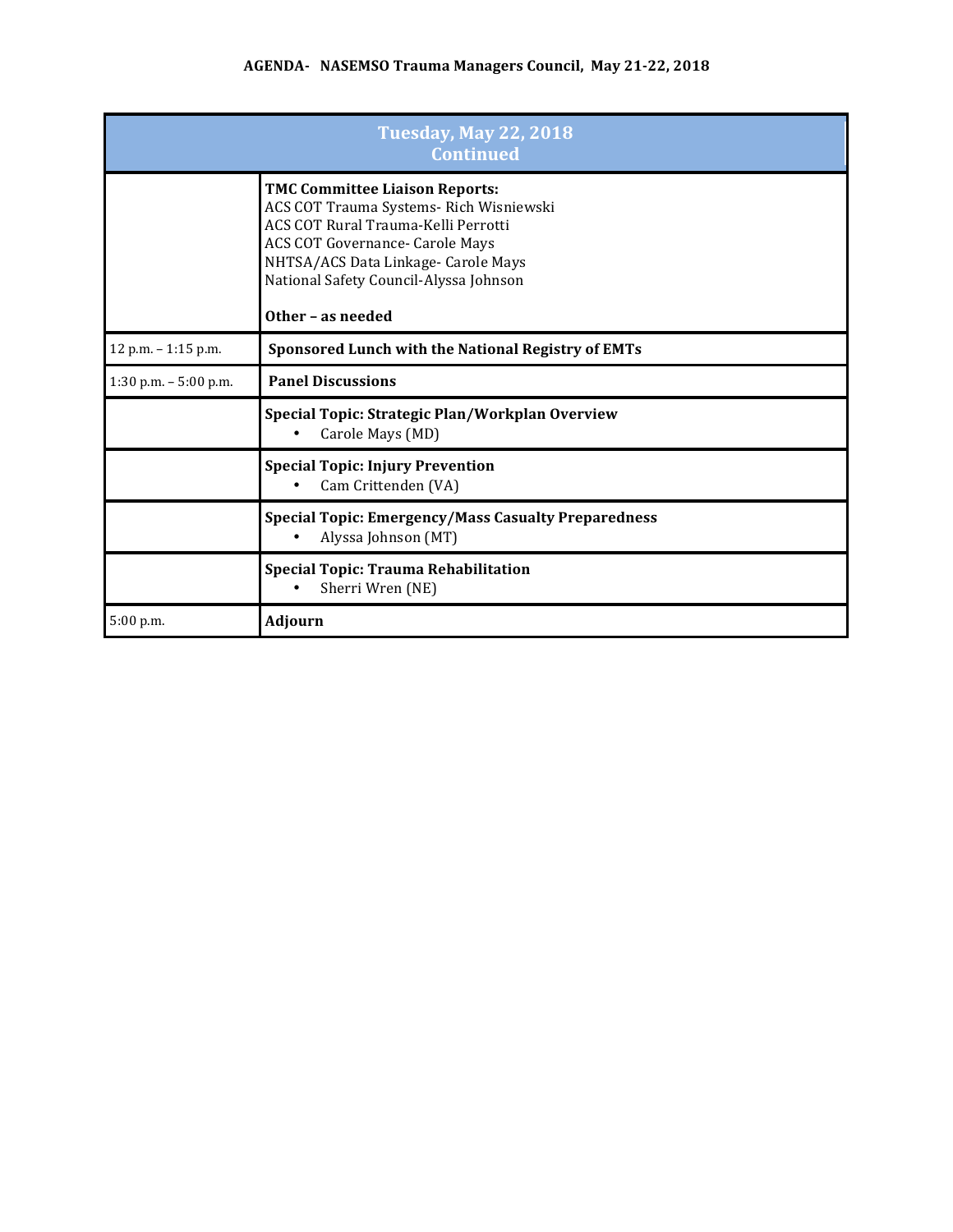**AGENDA- NASEMSO Trauma Managers Council, May 21-22, 2018**

| Tuesday, May 22, 2018 Continued | |
| --- | --- |
| | **TMC Committee Liaison Reports:**<br>ACS COT Trauma Systems- Rich Wisniewski<br>ACS COT Rural Trauma-Kelli Perrotti<br>ACS COT Governance- Carole Mays<br>NHTSA/ACS Data Linkage- Carole Mays<br>National Safety Council-Alyssa Johnson<br><br>**Other – as needed** |
| 12 p.m. – 1:15 p.m. | **Sponsored Lunch with the National Registry of EMTs** |
| 1:30 p.m. – 5:00 p.m. | **Panel Discussions** |
| | **Special Topic: Strategic Plan/Workplan Overview**<br>• Carole Mays (MD) |
| | **Special Topic: Injury Prevention**<br>• Cam Crittenden (VA) |
| | **Special Topic: Emergency/Mass Casualty Preparedness**<br>• Alyssa Johnson (MT) |
| | **Special Topic: Trauma Rehabilitation**<br>• Sherri Wren (NE) |
| 5:00 p.m. | **Adjourn** |